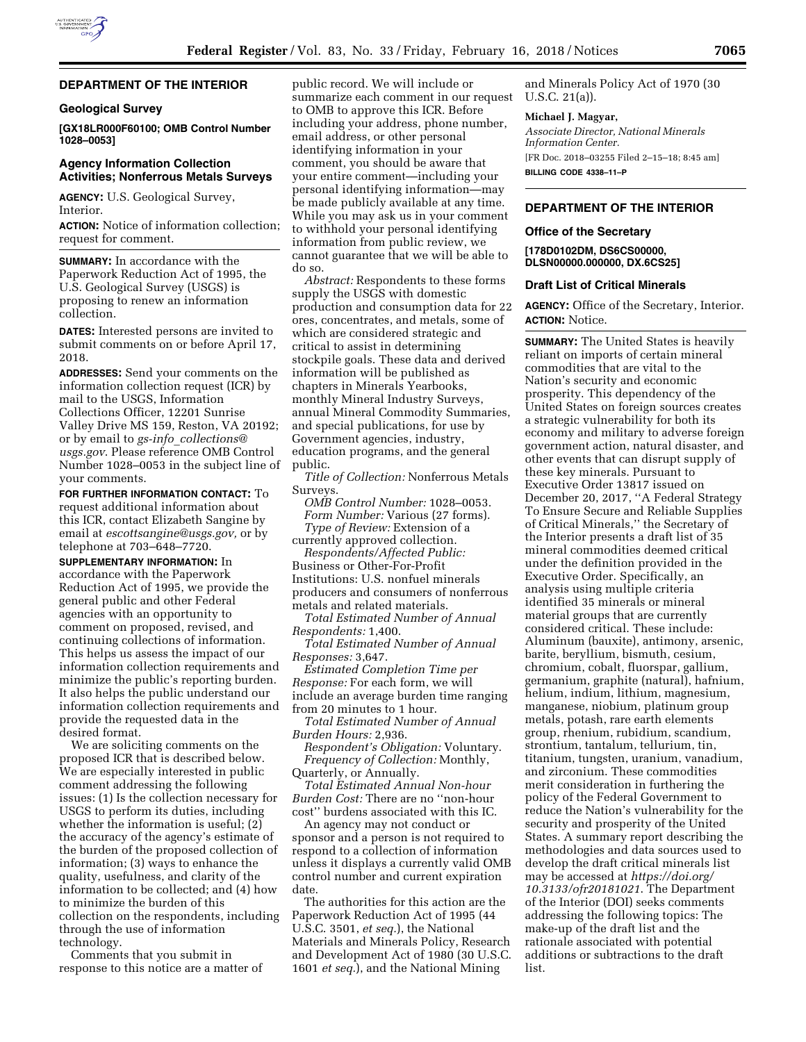## DEPARTMENT OF THE INTERIOR

### Geological Survey

**[GX18LR000F60100; OMB Control Number 1028–0053]**

### Agency Information Collection Activities; Nonferrous Metals Surveys

**AGENCY:** U.S. Geological Survey, Interior.

**ACTION:** Notice of information collection; request for comment.

**SUMMARY:** In accordance with the Paperwork Reduction Act of 1995, the U.S. Geological Survey (USGS) is proposing to renew an information collection.

**DATES:** Interested persons are invited to submit comments on or before April 17, 2018.

**ADDRESSES:** Send your comments on the information collection request (ICR) by mail to the USGS, Information Collections Officer, 12201 Sunrise Valley Drive MS 159, Reston, VA 20192; or by email to *gs-info_collections@usgs.gov*. Please reference OMB Control Number 1028–0053 in the subject line of your comments.

**FOR FURTHER INFORMATION CONTACT:** To request additional information about this ICR, contact Elizabeth Sangine by email at *escottsangine@usgs.gov,* or by telephone at 703–648–7720.

**SUPPLEMENTARY INFORMATION:** In accordance with the Paperwork Reduction Act of 1995, we provide the general public and other Federal agencies with an opportunity to comment on proposed, revised, and continuing collections of information. This helps us assess the impact of our information collection requirements and minimize the public's reporting burden. It also helps the public understand our information collection requirements and provide the requested data in the desired format.

We are soliciting comments on the proposed ICR that is described below. We are especially interested in public comment addressing the following issues: (1) Is the collection necessary for USGS to perform its duties, including whether the information is useful; (2) the accuracy of the agency's estimate of the burden of the proposed collection of information; (3) ways to enhance the quality, usefulness, and clarity of the information to be collected; and (4) how to minimize the burden of this collection on the respondents, including through the use of information technology.

Comments that you submit in response to this notice are a matter of public record. We will include or summarize each comment in our request to OMB to approve this ICR. Before including your address, phone number, email address, or other personal identifying information in your comment, you should be aware that your entire comment—including your personal identifying information—may be made publicly available at any time. While you may ask us in your comment to withhold your personal identifying information from public review, we cannot guarantee that we will be able to do so.

*Abstract:* Respondents to these forms supply the USGS with domestic production and consumption data for 22 ores, concentrates, and metals, some of which are considered strategic and critical to assist in determining stockpile goals. These data and derived information will be published as chapters in Minerals Yearbooks, monthly Mineral Industry Surveys, annual Mineral Commodity Summaries, and special publications, for use by Government agencies, industry, education programs, and the general public.

*Title of Collection:* Nonferrous Metals Surveys.

*OMB Control Number:* 1028–0053.

*Form Number:* Various (27 forms).

*Type of Review:* Extension of a currently approved collection.

*Respondents/Affected Public:* Business or Other-For-Profit Institutions: U.S. nonfuel minerals producers and consumers of nonferrous metals and related materials.

*Total Estimated Number of Annual Respondents:* 1,400.

*Total Estimated Number of Annual Responses:* 3,647.

*Estimated Completion Time per Response:* For each form, we will include an average burden time ranging from 20 minutes to 1 hour.

*Total Estimated Number of Annual Burden Hours:* 2,936.

*Respondent's Obligation:* Voluntary.

*Frequency of Collection:* Monthly, Quarterly, or Annually.

*Total Estimated Annual Non-hour Burden Cost:* There are no "non-hour cost" burdens associated with this IC.

An agency may not conduct or sponsor and a person is not required to respond to a collection of information unless it displays a currently valid OMB control number and current expiration date.

The authorities for this action are the Paperwork Reduction Act of 1995 (44 U.S.C. 3501, *et seq.*), the National Materials and Minerals Policy, Research and Development Act of 1980 (30 U.S.C. 1601 *et seq.*), and the National Mining and Minerals Policy Act of 1970 (30 U.S.C. 21(a)).

**Michael J. Magyar,**

*Associate Director, National Minerals Information Center.*

[FR Doc. 2018–03255 Filed 2–15–18; 8:45 am]

**BILLING CODE 4338–11–P**

## DEPARTMENT OF THE INTERIOR

### Office of the Secretary

**[178D0102DM, DS6CS00000, DLSN00000.000000, DX.6CS25]**

### Draft List of Critical Minerals

**AGENCY:** Office of the Secretary, Interior.

**ACTION:** Notice.

**SUMMARY:** The United States is heavily reliant on imports of certain mineral commodities that are vital to the Nation's security and economic prosperity. This dependency of the United States on foreign sources creates a strategic vulnerability for both its economy and military to adverse foreign government action, natural disaster, and other events that can disrupt supply of these key minerals. Pursuant to Executive Order 13817 issued on December 20, 2017, "A Federal Strategy To Ensure Secure and Reliable Supplies of Critical Minerals," the Secretary of the Interior presents a draft list of 35 mineral commodities deemed critical under the definition provided in the Executive Order. Specifically, an analysis using multiple criteria identified 35 minerals or mineral material groups that are currently considered critical. These include: Aluminum (bauxite), antimony, arsenic, barite, beryllium, bismuth, cesium, chromium, cobalt, fluorspar, gallium, germanium, graphite (natural), hafnium, helium, indium, lithium, magnesium, manganese, niobium, platinum group metals, potash, rare earth elements group, rhenium, rubidium, scandium, strontium, tantalum, tellurium, tin, titanium, tungsten, uranium, vanadium, and zirconium. These commodities merit consideration in furthering the policy of the Federal Government to reduce the Nation's vulnerability for the security and prosperity of the United States. A summary report describing the methodologies and data sources used to develop the draft critical minerals list may be accessed at *https://doi.org/10.3133/ofr20181021.* The Department of the Interior (DOI) seeks comments addressing the following topics: The make-up of the draft list and the rationale associated with potential additions or subtractions to the draft list.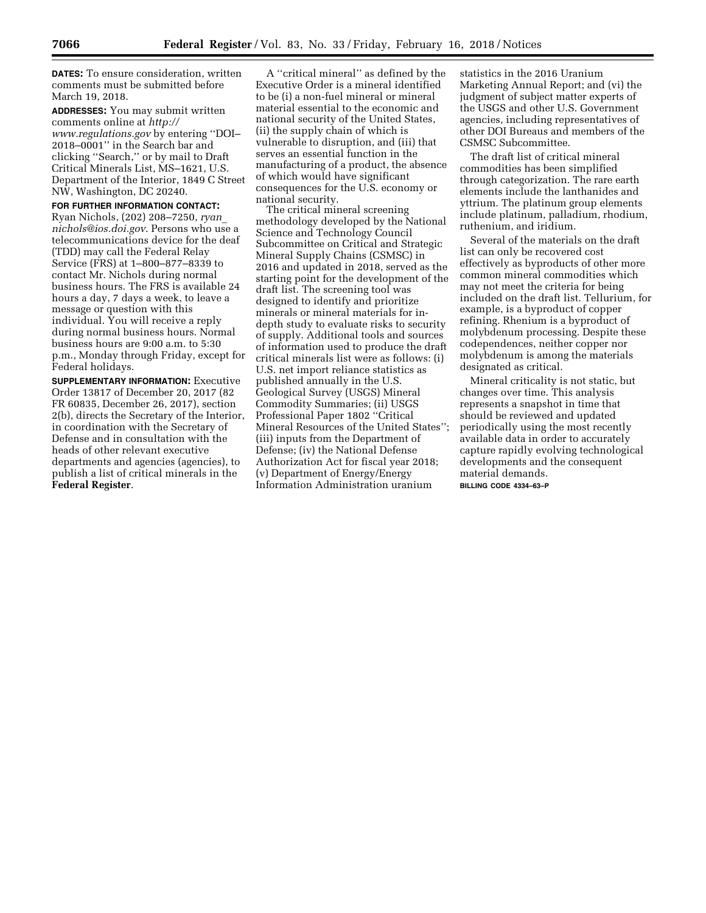**DATES:** To ensure consideration, written comments must be submitted before March 19, 2018.

**ADDRESSES:** You may submit written comments online at *http://www.regulations.gov* by entering ''DOI–2018–0001'' in the Search bar and clicking ''Search,'' or by mail to Draft Critical Minerals List, MS–1621, U.S. Department of the Interior, 1849 C Street NW, Washington, DC 20240.

**FOR FURTHER INFORMATION CONTACT:** Ryan Nichols, (202) 208–7250, *ryan_nichols@ios.doi.gov*. Persons who use a telecommunications device for the deaf (TDD) may call the Federal Relay Service (FRS) at 1–800–877–8339 to contact Mr. Nichols during normal business hours. The FRS is available 24 hours a day, 7 days a week, to leave a message or question with this individual. You will receive a reply during normal business hours. Normal business hours are 9:00 a.m. to 5:30 p.m., Monday through Friday, except for Federal holidays.

**SUPPLEMENTARY INFORMATION:** Executive Order 13817 of December 20, 2017 (82 FR 60835, December 26, 2017), section 2(b), directs the Secretary of the Interior, in coordination with the Secretary of Defense and in consultation with the heads of other relevant executive departments and agencies (agencies), to publish a list of critical minerals in the **Federal Register**.

A ''critical mineral'' as defined by the Executive Order is a mineral identified to be (i) a non-fuel mineral or mineral material essential to the economic and national security of the United States, (ii) the supply chain of which is vulnerable to disruption, and (iii) that serves an essential function in the manufacturing of a product, the absence of which would have significant consequences for the U.S. economy or national security.

The critical mineral screening methodology developed by the National Science and Technology Council Subcommittee on Critical and Strategic Mineral Supply Chains (CSMSC) in 2016 and updated in 2018, served as the starting point for the development of the draft list. The screening tool was designed to identify and prioritize minerals or mineral materials for in-depth study to evaluate risks to security of supply. Additional tools and sources of information used to produce the draft critical minerals list were as follows: (i) U.S. net import reliance statistics as published annually in the U.S. Geological Survey (USGS) Mineral Commodity Summaries; (ii) USGS Professional Paper 1802 ''Critical Mineral Resources of the United States''; (iii) inputs from the Department of Defense; (iv) the National Defense Authorization Act for fiscal year 2018; (v) Department of Energy/Energy Information Administration uranium statistics in the 2016 Uranium Marketing Annual Report; and (vi) the judgment of subject matter experts of the USGS and other U.S. Government agencies, including representatives of other DOI Bureaus and members of the CSMSC Subcommittee.

The draft list of critical mineral commodities has been simplified through categorization. The rare earth elements include the lanthanides and yttrium. The platinum group elements include platinum, palladium, rhodium, ruthenium, and iridium.

Several of the materials on the draft list can only be recovered cost effectively as byproducts of other more common mineral commodities which may not meet the criteria for being included on the draft list. Tellurium, for example, is a byproduct of copper refining. Rhenium is a byproduct of molybdenum processing. Despite these codependences, neither copper nor molybdenum is among the materials designated as critical.

Mineral criticality is not static, but changes over time. This analysis represents a snapshot in time that should be reviewed and updated periodically using the most recently available data in order to accurately capture rapidly evolving technological developments and the consequent material demands.

BILLING CODE 4334–63–P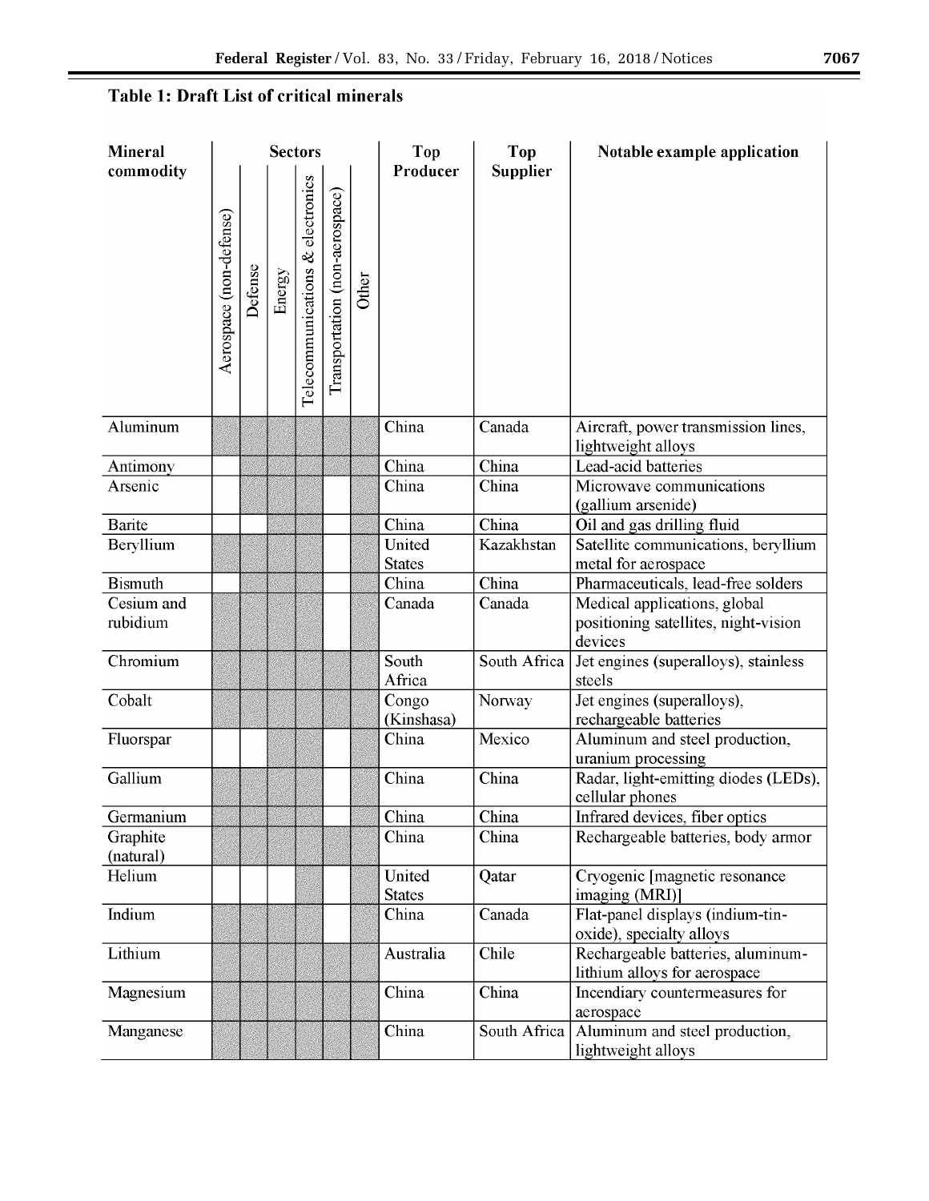**Table 1: Draft List of critical minerals**

| Mineral commodity | Sectors | | | | | | Top Producer | Top Supplier | Notable example application |
|---|---|---|---|---|---|---|---|---|---|
| | Aerospace (non-defense) | Defense | Energy | Telecommunications & electronics | Transportation (non-aerospace) | Other | | | |
| Aluminum | X | X | X | X | X | X | China | Canada | Aircraft, power transmission lines, lightweight alloys |
| Antimony | | X | X | X | X | X | China | China | Lead-acid batteries |
| Arsenic | | X | X | X | | X | China | China | Microwave communications (gallium arsenide) |
| Barite | | | X | X | | X | China | China | Oil and gas drilling fluid |
| Beryllium | X | X | X | X | | X | United States | Kazakhstan | Satellite communications, beryllium metal for aerospace |
| Bismuth | | X | X | X | | X | China | China | Pharmaceuticals, lead-free solders |
| Cesium and rubidium | X | X | X | X | | X | Canada | Canada | Medical applications, global positioning satellites, night-vision devices |
| Chromium | X | X | X | X | X | X | South Africa | South Africa | Jet engines (superalloys), stainless steels |
| Cobalt | X | X | X | X | X | X | Congo (Kinshasa) | Norway | Jet engines (superalloys), rechargeable batteries |
| Fluorspar | | | X | X | | X | China | Mexico | Aluminum and steel production, uranium processing |
| Gallium | X | X | X | X | | X | China | China | Radar, light-emitting diodes (LEDs), cellular phones |
| Germanium | X | X | X | X | | X | China | China | Infrared devices, fiber optics |
| Graphite (natural) | X | X | X | X | X | X | China | China | Rechargeable batteries, body armor |
| Helium | | | | X | | X | United States | Qatar | Cryogenic [magnetic resonance imaging (MRI)] |
| Indium | X | X | X | X | | X | China | Canada | Flat-panel displays (indium-tin-oxide), specialty alloys |
| Lithium | X | X | X | X | X | X | Australia | Chile | Rechargeable batteries, aluminum-lithium alloys for aerospace |
| Magnesium | X | X | X | X | X | X | China | China | Incendiary countermeasures for aerospace |
| Manganese | X | X | X | X | X | X | China | South Africa | Aluminum and steel production, lightweight alloys |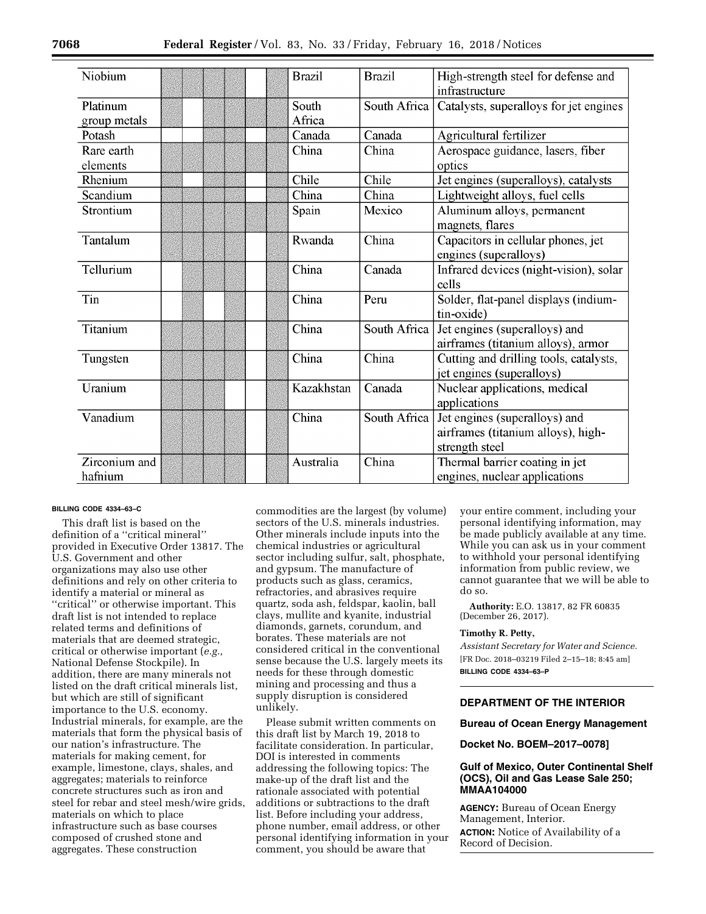| | | | | | | | | | |
|---|---|---|---|---|---|---|---|---|---|
| Niobium | | | | | | | Brazil | Brazil | High-strength steel for defense and infrastructure |
| Platinum group metals | | | | | | | South Africa | South Africa | Catalysts, superalloys for jet engines |
| Potash | | | | | | | Canada | Canada | Agricultural fertilizer |
| Rare earth elements | | | | | | | China | China | Aerospace guidance, lasers, fiber optics |
| Rhenium | | | | | | | Chile | Chile | Jet engines (superalloys), catalysts |
| Scandium | | | | | | | China | China | Lightweight alloys, fuel cells |
| Strontium | | | | | | | Spain | Mexico | Aluminum alloys, permanent magnets, flares |
| Tantalum | | | | | | | Rwanda | China | Capacitors in cellular phones, jet engines (superalloys) |
| Tellurium | | | | | | | China | Canada | Infrared devices (night-vision), solar cells |
| Tin | | | | | | | China | Peru | Solder, flat-panel displays (indium-tin-oxide) |
| Titanium | | | | | | | China | South Africa | Jet engines (superalloys) and airframes (titanium alloys), armor |
| Tungsten | | | | | | | China | China | Cutting and drilling tools, catalysts, jet engines (superalloys) |
| Uranium | | | | | | | Kazakhstan | Canada | Nuclear applications, medical applications |
| Vanadium | | | | | | | China | South Africa | Jet engines (superalloys) and airframes (titanium alloys), high-strength steel |
| Zirconium and hafnium | | | | | | | Australia | China | Thermal barrier coating in jet engines, nuclear applications |

BILLING CODE 4334–63–C

This draft list is based on the definition of a ''critical mineral'' provided in Executive Order 13817. The U.S. Government and other organizations may also use other definitions and rely on other criteria to identify a material or mineral as ''critical'' or otherwise important. This draft list is not intended to replace related terms and definitions of materials that are deemed strategic, critical or otherwise important (*e.g.,* National Defense Stockpile). In addition, there are many minerals not listed on the draft critical minerals list, but which are still of significant importance to the U.S. economy. Industrial minerals, for example, are the materials that form the physical basis of our nation's infrastructure. The materials for making cement, for example, limestone, clays, shales, and aggregates; materials to reinforce concrete structures such as iron and steel for rebar and steel mesh/wire grids, materials on which to place infrastructure such as base courses composed of crushed stone and aggregates. These construction commodities are the largest (by volume) sectors of the U.S. minerals industries. Other minerals include inputs into the chemical industries or agricultural sector including sulfur, salt, phosphate, and gypsum. The manufacture of products such as glass, ceramics, refractories, and abrasives require quartz, soda ash, feldspar, kaolin, ball clays, mullite and kyanite, industrial diamonds, garnets, corundum, and borates. These materials are not considered critical in the conventional sense because the U.S. largely meets its needs for these through domestic mining and processing and thus a supply disruption is considered unlikely.

Please submit written comments on this draft list by March 19, 2018 to facilitate consideration. In particular, DOI is interested in comments addressing the following topics: The make-up of the draft list and the rationale associated with potential additions or subtractions to the draft list. Before including your address, phone number, email address, or other personal identifying information in your comment, you should be aware that your entire comment, including your personal identifying information, may be made publicly available at any time. While you can ask us in your comment to withhold your personal identifying information from public review, we cannot guarantee that we will be able to do so.

**Authority:** E.O. 13817, 82 FR 60835 (December 26, 2017).

**Timothy R. Petty,**

*Assistant Secretary for Water and Science.*

[FR Doc. 2018–03219 Filed 2–15–18; 8:45 am]

BILLING CODE 4334–63–P

---

## DEPARTMENT OF THE INTERIOR

### Bureau of Ocean Energy Management

### Docket No. BOEM–2017–0078]

### Gulf of Mexico, Outer Continental Shelf (OCS), Oil and Gas Lease Sale 250; MMAA104000

**AGENCY:** Bureau of Ocean Energy Management, Interior.

**ACTION:** Notice of Availability of a Record of Decision.